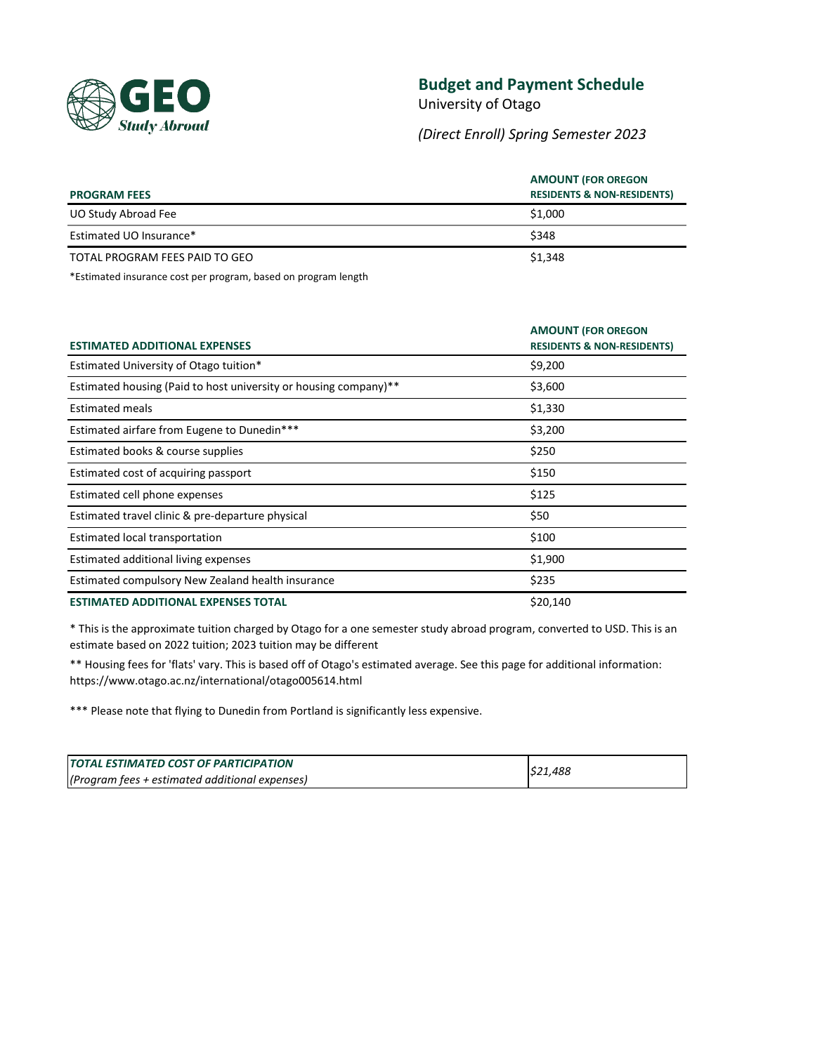GEO Study Abroad

# Budget and Payment Schedule

University of Otago

*(Direct Enroll) Spring Semester 2023*

| PROGRAM FEES | AMOUNT (FOR OREGON RESIDENTS & NON-RESIDENTS) |
|---|---|
| UO Study Abroad Fee | $1,000 |
| Estimated UO Insurance* | $348 |
| TOTAL PROGRAM FEES PAID TO GEO | $1,348 |

*Estimated insurance cost per program, based on program length

| ESTIMATED ADDITIONAL EXPENSES | AMOUNT (FOR OREGON RESIDENTS & NON-RESIDENTS) |
|---|---|
| Estimated University of Otago tuition* | $9,200 |
| Estimated housing (Paid to host university or housing company)** | $3,600 |
| Estimated meals | $1,330 |
| Estimated airfare from Eugene to Dunedin*** | $3,200 |
| Estimated books & course supplies | $250 |
| Estimated cost of acquiring passport | $150 |
| Estimated cell phone expenses | $125 |
| Estimated travel clinic & pre-departure physical | $50 |
| Estimated local transportation | $100 |
| Estimated additional living expenses | $1,900 |
| Estimated compulsory New Zealand health insurance | $235 |
| **ESTIMATED ADDITIONAL EXPENSES TOTAL** | $20,140 |

* This is the approximate tuition charged by Otago for a one semester study abroad program, converted to USD. This is an estimate based on 2022 tuition; 2023 tuition may be different

** Housing fees for 'flats' vary. This is based off of Otago's estimated average. See this page for additional information: https://www.otago.ac.nz/international/otago005614.html

*** Please note that flying to Dunedin from Portland is significantly less expensive.

| *TOTAL ESTIMATED COST OF PARTICIPATION (Program fees + estimated additional expenses)* | *$21,488* |
|---|---|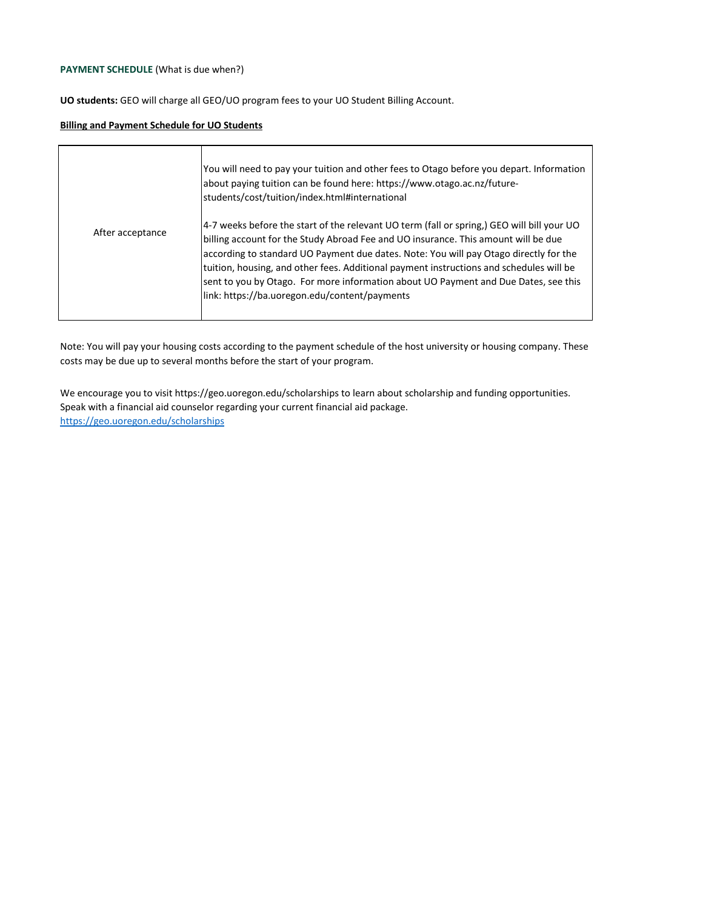**PAYMENT SCHEDULE** (What is due when?)

**UO students:** GEO will charge all GEO/UO program fees to your UO Student Billing Account.

**Billing and Payment Schedule for UO Students**

| | |
|---|---|
| After acceptance | You will need to pay your tuition and other fees to Otago before you depart. Information about paying tuition can be found here: https://www.otago.ac.nz/future-students/cost/tuition/index.html#international<br><br>4-7 weeks before the start of the relevant UO term (fall or spring,) GEO will bill your UO billing account for the Study Abroad Fee and UO insurance. This amount will be due according to standard UO Payment due dates. Note: You will pay Otago directly for the tuition, housing, and other fees. Additional payment instructions and schedules will be sent to you by Otago. For more information about UO Payment and Due Dates, see this link: https://ba.uoregon.edu/content/payments |

Note: You will pay your housing costs according to the payment schedule of the host university or housing company. These costs may be due up to several months before the start of your program.

We encourage you to visit https://geo.uoregon.edu/scholarships to learn about scholarship and funding opportunities. Speak with a financial aid counselor regarding your current financial aid package.
https://geo.uoregon.edu/scholarships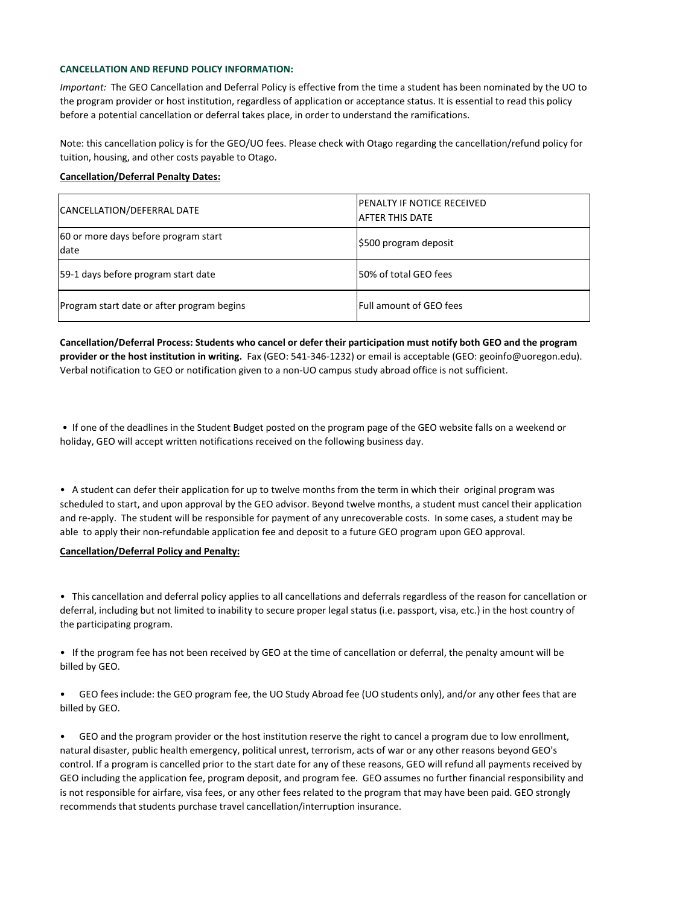**CANCELLATION AND REFUND POLICY INFORMATION:**

*Important:* The GEO Cancellation and Deferral Policy is effective from the time a student has been nominated by the UO to the program provider or host institution, regardless of application or acceptance status. It is essential to read this policy before a potential cancellation or deferral takes place, in order to understand the ramifications.

Note: this cancellation policy is for the GEO/UO fees. Please check with Otago regarding the cancellation/refund policy for tuition, housing, and other costs payable to Otago.

**Cancellation/Deferral Penalty Dates:**

| CANCELLATION/DEFERRAL DATE | PENALTY IF NOTICE RECEIVED AFTER THIS DATE |
|---|---|
| 60 or more days before program start date | $500 program deposit |
| 59-1 days before program start date | 50% of total GEO fees |
| Program start date or after program begins | Full amount of GEO fees |

**Cancellation/Deferral Process: Students who cancel or defer their participation must notify both GEO and the program provider or the host institution in writing.** Fax (GEO: 541-346-1232) or email is acceptable (GEO: geoinfo@uoregon.edu). Verbal notification to GEO or notification given to a non-UO campus study abroad office is not sufficient.

- If one of the deadlines in the Student Budget posted on the program page of the GEO website falls on a weekend or holiday, GEO will accept written notifications received on the following business day.

- A student can defer their application for up to twelve months from the term in which their original program was scheduled to start, and upon approval by the GEO advisor. Beyond twelve months, a student must cancel their application and re-apply. The student will be responsible for payment of any unrecoverable costs. In some cases, a student may be able to apply their non-refundable application fee and deposit to a future GEO program upon GEO approval.

**Cancellation/Deferral Policy and Penalty:**

- This cancellation and deferral policy applies to all cancellations and deferrals regardless of the reason for cancellation or deferral, including but not limited to inability to secure proper legal status (i.e. passport, visa, etc.) in the host country of the participating program.

- If the program fee has not been received by GEO at the time of cancellation or deferral, the penalty amount will be billed by GEO.

- GEO fees include: the GEO program fee, the UO Study Abroad fee (UO students only), and/or any other fees that are billed by GEO.

- GEO and the program provider or the host institution reserve the right to cancel a program due to low enrollment, natural disaster, public health emergency, political unrest, terrorism, acts of war or any other reasons beyond GEO's control. If a program is cancelled prior to the start date for any of these reasons, GEO will refund all payments received by GEO including the application fee, program deposit, and program fee. GEO assumes no further financial responsibility and is not responsible for airfare, visa fees, or any other fees related to the program that may have been paid. GEO strongly recommends that students purchase travel cancellation/interruption insurance.